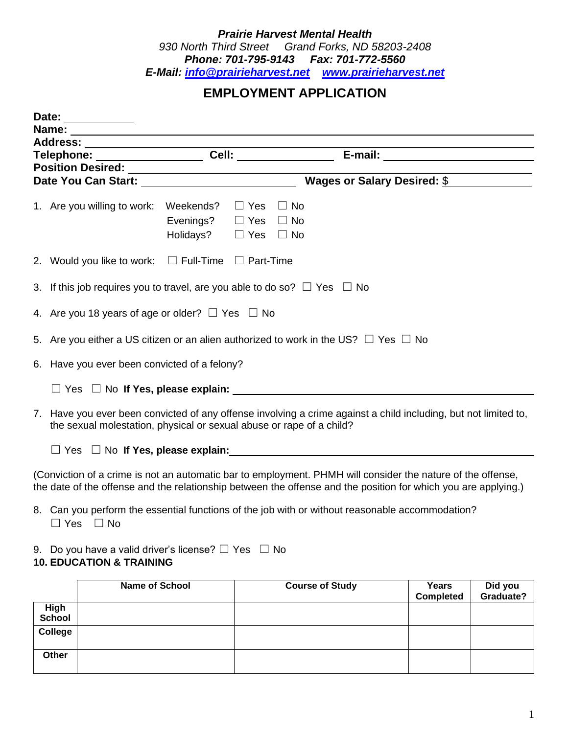***Prairie Harvest Mental Health***

*930 North Third Street Grand Forks, ND 58203-2408*

***Phone: 701-795-9143 Fax: 701-772-5560***

***E-Mail: [info@prairieharvest.net](mailto:info@prairieharvest.net) [www.prairieharvest.net](http://www.prairieharvest.net)***

## EMPLOYMENT APPLICATION

**Date:** ____________

**Name:** ____________________________________________

**Address:** ____________________________________________

**Telephone:** ________________ **Cell:** ______________ **E-mail:** ____________________

**Position Desired:** ____________________________________________

**Date You Can Start:** ______________________ **Wages or Salary Desired:** $ ____________

1. Are you willing to work: Weekends? ☐ Yes ☐ No
   Evenings? ☐ Yes ☐ No
   Holidays? ☐ Yes ☐ No

2. Would you like to work: ☐ Full-Time ☐ Part-Time

3. If this job requires you to travel, are you able to do so? ☐ Yes ☐ No

4. Are you 18 years of age or older? ☐ Yes ☐ No

5. Are you either a US citizen or an alien authorized to work in the US? ☐ Yes ☐ No

6. Have you ever been convicted of a felony?

   ☐ Yes ☐ No **If Yes, please explain:** ____________________________________________

7. Have you ever been convicted of any offense involving a crime against a child including, but not limited to, the sexual molestation, physical or sexual abuse or rape of a child?

   ☐ Yes ☐ No **If Yes, please explain:** ____________________________________________

(Conviction of a crime is not an automatic bar to employment. PHMH will consider the nature of the offense, the date of the offense and the relationship between the offense and the position for which you are applying.)

8. Can you perform the essential functions of the job with or without reasonable accommodation?
   ☐ Yes ☐ No

9. Do you have a valid driver's license? ☐ Yes ☐ No

**10. EDUCATION & TRAINING**

| | Name of School | Course of Study | Years Completed | Did you Graduate? |
|---|---|---|---|---|
| **High School** | | | | |
| **College** | | | | |
| **Other** | | | | |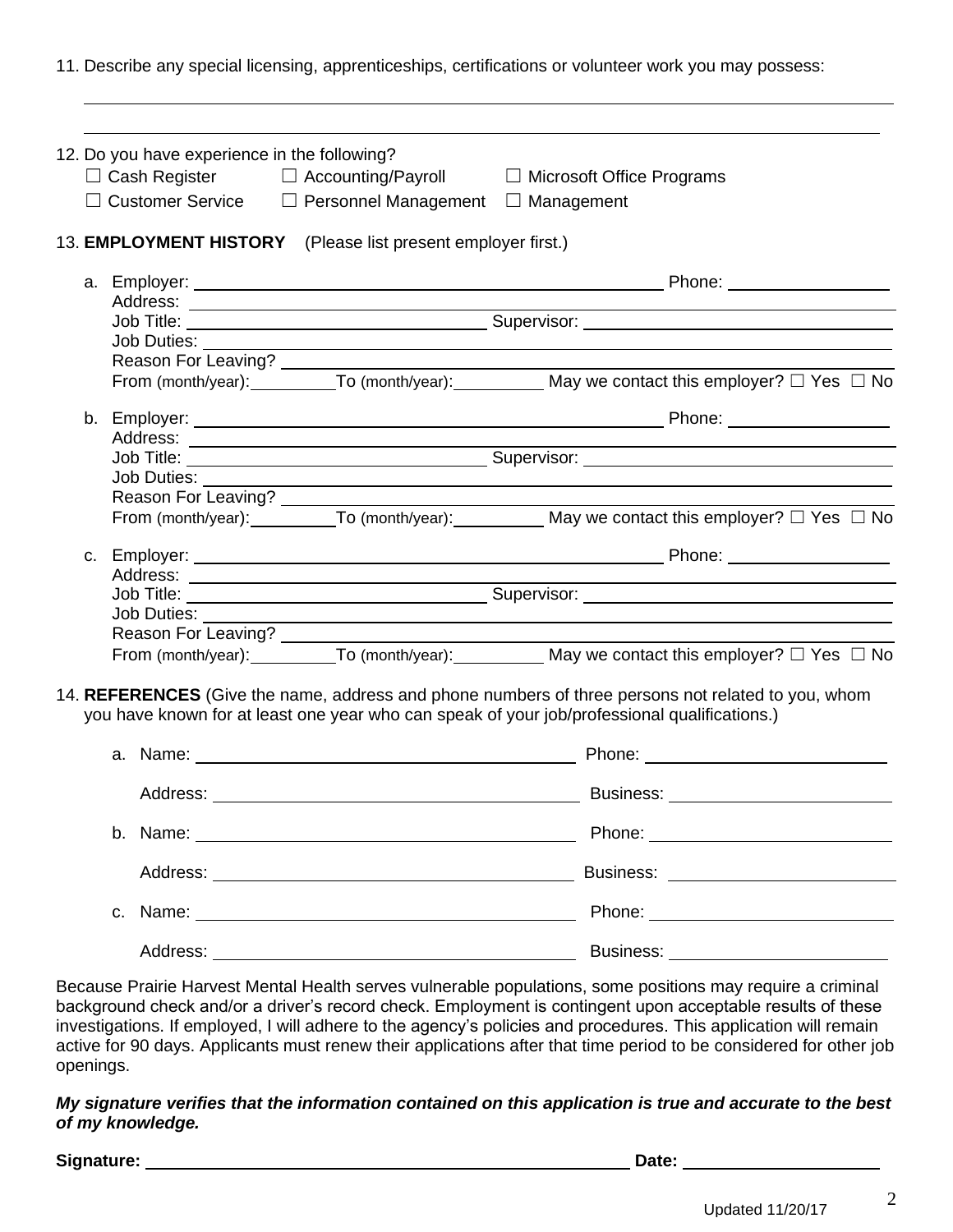11. Describe any special licensing, apprenticeships, certifications or volunteer work you may possess:

\_\_\_\_\_\_\_\_\_\_\_\_\_\_\_\_\_\_\_\_\_\_\_\_\_\_\_\_\_\_\_\_\_\_\_\_\_\_\_\_\_\_\_\_\_\_\_\_\_\_\_\_\_\_\_\_\_\_\_\_\_\_\_\_\_\_\_\_\_\_

\_\_\_\_\_\_\_\_\_\_\_\_\_\_\_\_\_\_\_\_\_\_\_\_\_\_\_\_\_\_\_\_\_\_\_\_\_\_\_\_\_\_\_\_\_\_\_\_\_\_\_\_\_\_\_\_\_\_\_\_\_\_\_\_\_\_\_\_\_\_

12. Do you have experience in the following?

☐ Cash Register ☐ Accounting/Payroll ☐ Microsoft Office Programs

☐ Customer Service ☐ Personnel Management ☐ Management

13. **EMPLOYMENT HISTORY** (Please list present employer first.)

a. Employer: \_\_\_\_\_\_\_\_\_\_\_\_\_\_\_\_\_\_\_\_\_\_\_\_\_\_\_\_\_\_ Phone: \_\_\_\_\_\_\_\_\_\_\_\_\_\_
Address: \_\_\_\_\_\_\_\_\_\_\_\_\_\_\_\_\_\_\_\_\_\_\_\_\_\_\_\_\_\_\_\_\_\_\_\_\_\_\_\_\_\_\_\_
Job Title: \_\_\_\_\_\_\_\_\_\_\_\_\_\_\_\_\_\_\_\_ Supervisor: \_\_\_\_\_\_\_\_\_\_\_\_\_\_\_\_\_\_\_\_
Job Duties: \_\_\_\_\_\_\_\_\_\_\_\_\_\_\_\_\_\_\_\_\_\_\_\_\_\_\_\_\_\_\_\_\_\_\_\_\_\_\_\_\_\_
Reason For Leaving? \_\_\_\_\_\_\_\_\_\_\_\_\_\_\_\_\_\_\_\_\_\_\_\_\_\_\_\_\_\_\_\_\_\_\_\_
From (month/year):\_\_\_\_\_\_\_\_To (month/year):\_\_\_\_\_\_\_\_ May we contact this employer? ☐ Yes ☐ No

b. Employer: \_\_\_\_\_\_\_\_\_\_\_\_\_\_\_\_\_\_\_\_\_\_\_\_\_\_\_\_\_\_ Phone: \_\_\_\_\_\_\_\_\_\_\_\_\_\_
Address: \_\_\_\_\_\_\_\_\_\_\_\_\_\_\_\_\_\_\_\_\_\_\_\_\_\_\_\_\_\_\_\_\_\_\_\_\_\_\_\_\_\_\_\_
Job Title: \_\_\_\_\_\_\_\_\_\_\_\_\_\_\_\_\_\_\_\_ Supervisor: \_\_\_\_\_\_\_\_\_\_\_\_\_\_\_\_\_\_\_\_
Job Duties: \_\_\_\_\_\_\_\_\_\_\_\_\_\_\_\_\_\_\_\_\_\_\_\_\_\_\_\_\_\_\_\_\_\_\_\_\_\_\_\_\_\_
Reason For Leaving? \_\_\_\_\_\_\_\_\_\_\_\_\_\_\_\_\_\_\_\_\_\_\_\_\_\_\_\_\_\_\_\_\_\_\_\_
From (month/year):\_\_\_\_\_\_\_\_To (month/year):\_\_\_\_\_\_\_\_ May we contact this employer? ☐ Yes ☐ No

c. Employer: \_\_\_\_\_\_\_\_\_\_\_\_\_\_\_\_\_\_\_\_\_\_\_\_\_\_\_\_\_\_ Phone: \_\_\_\_\_\_\_\_\_\_\_\_\_\_
Address: \_\_\_\_\_\_\_\_\_\_\_\_\_\_\_\_\_\_\_\_\_\_\_\_\_\_\_\_\_\_\_\_\_\_\_\_\_\_\_\_\_\_\_\_
Job Title: \_\_\_\_\_\_\_\_\_\_\_\_\_\_\_\_\_\_\_\_ Supervisor: \_\_\_\_\_\_\_\_\_\_\_\_\_\_\_\_\_\_\_\_
Job Duties: \_\_\_\_\_\_\_\_\_\_\_\_\_\_\_\_\_\_\_\_\_\_\_\_\_\_\_\_\_\_\_\_\_\_\_\_\_\_\_\_\_\_
Reason For Leaving? \_\_\_\_\_\_\_\_\_\_\_\_\_\_\_\_\_\_\_\_\_\_\_\_\_\_\_\_\_\_\_\_\_\_\_\_
From (month/year):\_\_\_\_\_\_\_\_To (month/year):\_\_\_\_\_\_\_\_ May we contact this employer? ☐ Yes ☐ No

14. **REFERENCES** (Give the name, address and phone numbers of three persons not related to you, whom you have known for at least one year who can speak of your job/professional qualifications.)

a. Name: \_\_\_\_\_\_\_\_\_\_\_\_\_\_\_\_\_\_\_\_\_\_\_\_\_\_ Phone: \_\_\_\_\_\_\_\_\_\_\_\_\_\_\_\_\_\_
Address: \_\_\_\_\_\_\_\_\_\_\_\_\_\_\_\_\_\_\_\_\_\_\_\_ Business: \_\_\_\_\_\_\_\_\_\_\_\_\_\_\_\_

b. Name: \_\_\_\_\_\_\_\_\_\_\_\_\_\_\_\_\_\_\_\_\_\_\_\_\_\_ Phone: \_\_\_\_\_\_\_\_\_\_\_\_\_\_\_\_\_\_
Address: \_\_\_\_\_\_\_\_\_\_\_\_\_\_\_\_\_\_\_\_\_\_\_\_ Business: \_\_\_\_\_\_\_\_\_\_\_\_\_\_\_\_

c. Name: \_\_\_\_\_\_\_\_\_\_\_\_\_\_\_\_\_\_\_\_\_\_\_\_\_\_ Phone: \_\_\_\_\_\_\_\_\_\_\_\_\_\_\_\_\_\_
Address: \_\_\_\_\_\_\_\_\_\_\_\_\_\_\_\_\_\_\_\_\_\_\_\_ Business: \_\_\_\_\_\_\_\_\_\_\_\_\_\_\_\_

Because Prairie Harvest Mental Health serves vulnerable populations, some positions may require a criminal background check and/or a driver's record check. Employment is contingent upon acceptable results of these investigations. If employed, I will adhere to the agency's policies and procedures. This application will remain active for 90 days. Applicants must renew their applications after that time period to be considered for other job openings.

***My signature verifies that the information contained on this application is true and accurate to the best of my knowledge.***

**Signature:** \_\_\_\_\_\_\_\_\_\_\_\_\_\_\_\_\_\_\_\_\_\_\_\_\_\_\_\_\_\_\_\_\_\_ **Date:** \_\_\_\_\_\_\_\_\_\_\_\_\_\_

Updated 11/20/17